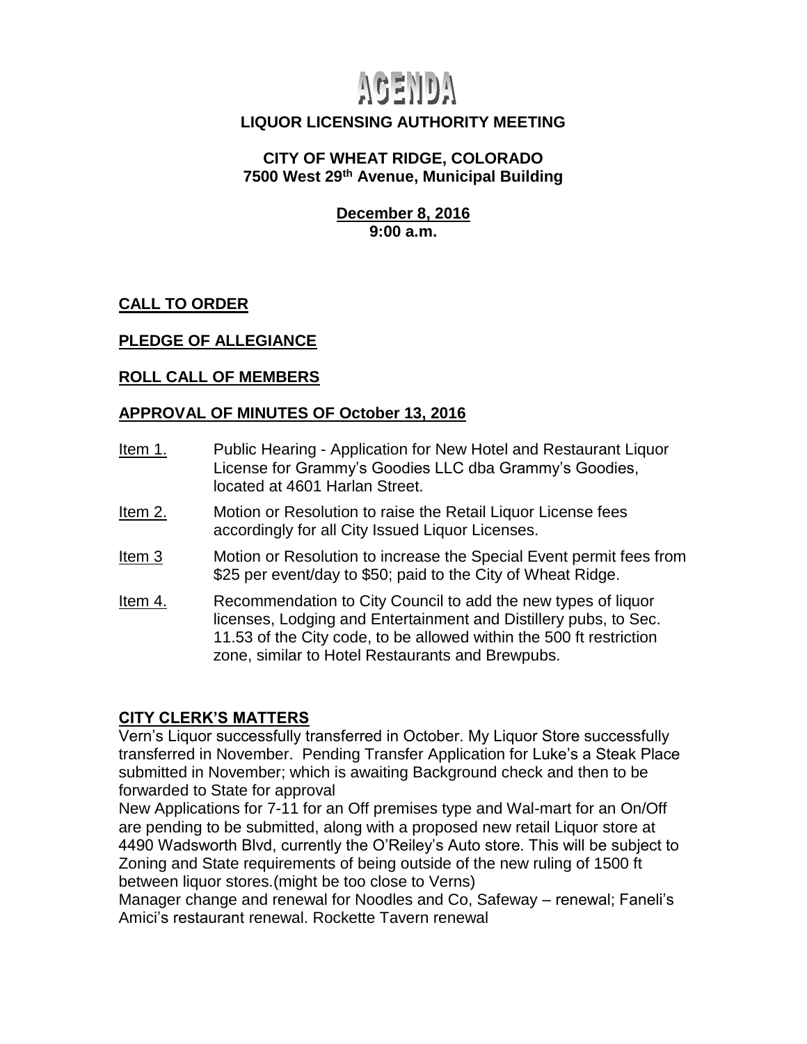# AGENDA

## LIQUOR LICENSING AUTHORITY MEETING

**CITY OF WHEAT RIDGE, COLORADO**
**7500 West 29th Avenue, Municipal Building**

**December 8, 2016**
**9:00 a.m.**

**CALL TO ORDER**

**PLEDGE OF ALLEGIANCE**

**ROLL CALL OF MEMBERS**

**APPROVAL OF MINUTES OF October 13, 2016**

Item 1. Public Hearing - Application for New Hotel and Restaurant Liquor License for Grammy's Goodies LLC dba Grammy's Goodies, located at 4601 Harlan Street.

Item 2. Motion or Resolution to raise the Retail Liquor License fees accordingly for all City Issued Liquor Licenses.

Item 3 Motion or Resolution to increase the Special Event permit fees from $25 per event/day to $50; paid to the City of Wheat Ridge.

Item 4. Recommendation to City Council to add the new types of liquor licenses, Lodging and Entertainment and Distillery pubs, to Sec. 11.53 of the City code, to be allowed within the 500 ft restriction zone, similar to Hotel Restaurants and Brewpubs.

**CITY CLERK'S MATTERS**

Vern's Liquor successfully transferred in October. My Liquor Store successfully transferred in November. Pending Transfer Application for Luke's a Steak Place submitted in November; which is awaiting Background check and then to be forwarded to State for approval

New Applications for 7-11 for an Off premises type and Wal-mart for an On/Off are pending to be submitted, along with a proposed new retail Liquor store at 4490 Wadsworth Blvd, currently the O'Reiley's Auto store. This will be subject to Zoning and State requirements of being outside of the new ruling of 1500 ft between liquor stores.(might be too close to Verns)

Manager change and renewal for Noodles and Co, Safeway – renewal; Faneli's Amici's restaurant renewal. Rockette Tavern renewal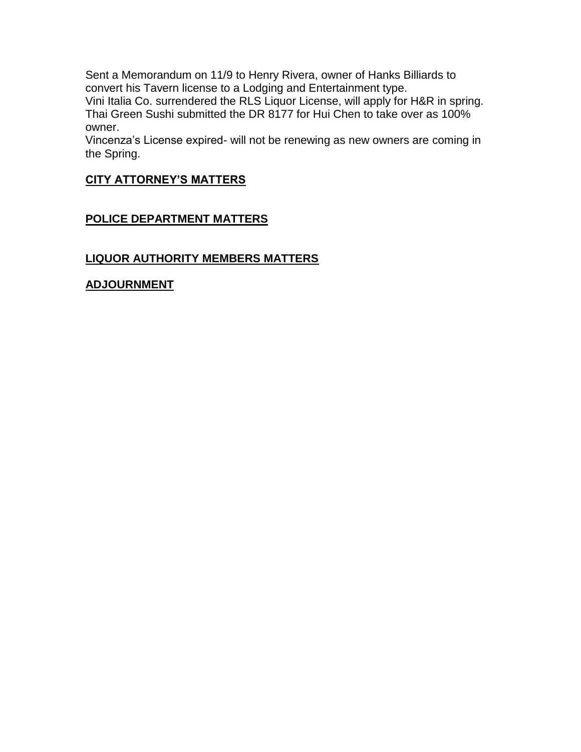Sent a Memorandum on 11/9 to Henry Rivera, owner of Hanks Billiards to convert his Tavern license to a Lodging and Entertainment type.
Vini Italia Co. surrendered the RLS Liquor License, will apply for H&R in spring.
Thai Green Sushi submitted the DR 8177 for Hui Chen to take over as 100% owner.
Vincenza's License expired- will not be renewing as new owners are coming in the Spring.

## CITY ATTORNEY'S MATTERS

## POLICE DEPARTMENT MATTERS

## LIQUOR AUTHORITY MEMBERS MATTERS

## ADJOURNMENT